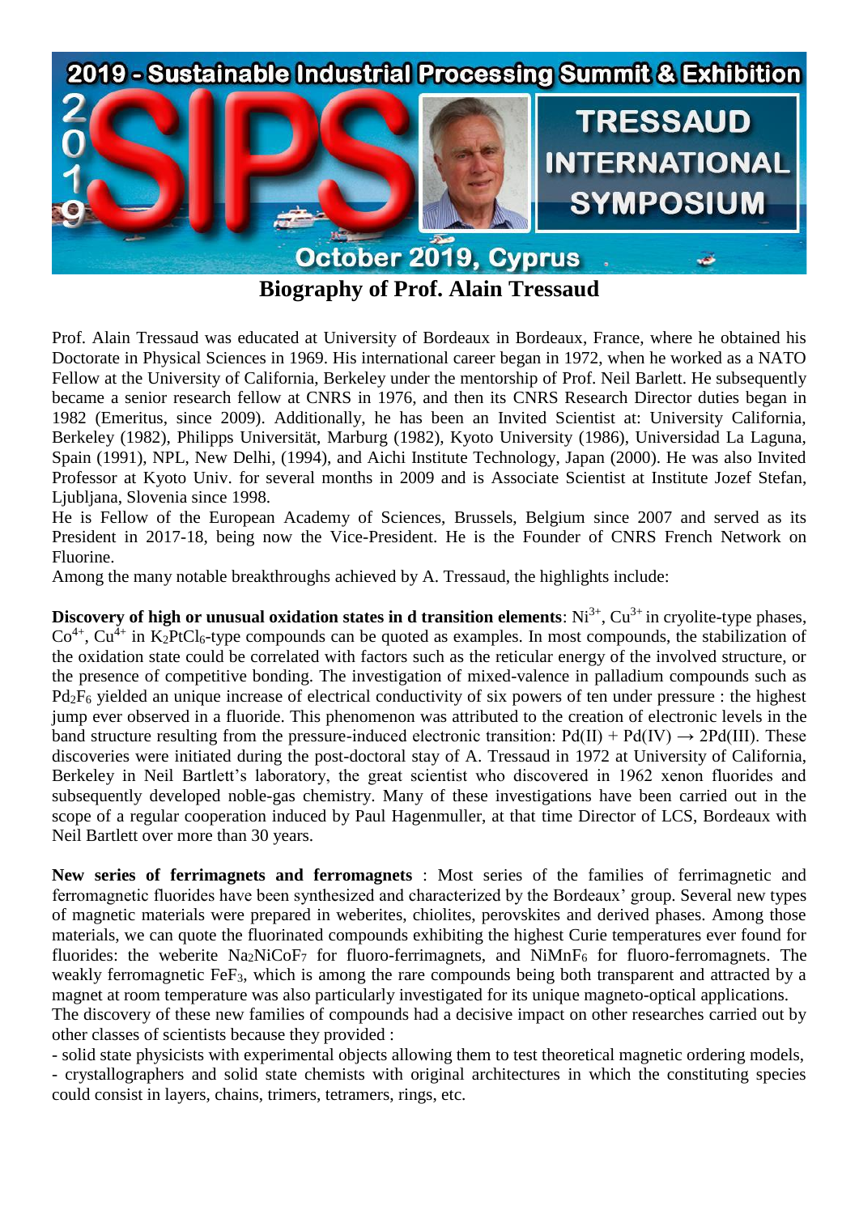# Biography of Prof. Alain Tressaud

Prof. Alain Tressaud was educated at University of Bordeaux in Bordeaux, France, where he obtained his Doctorate in Physical Sciences in 1969. His international career began in 1972, when he worked as a NATO Fellow at the University of California, Berkeley under the mentorship of Prof. Neil Barlett. He subsequently became a senior research fellow at CNRS in 1976, and then its CNRS Research Director duties began in 1982 (Emeritus, since 2009). Additionally, he has been an Invited Scientist at: University California, Berkeley (1982), Philipps Universität, Marburg (1982), Kyoto University (1986), Universidad La Laguna, Spain (1991), NPL, New Delhi, (1994), and Aichi Institute Technology, Japan (2000). He was also Invited Professor at Kyoto Univ. for several months in 2009 and is Associate Scientist at Institute Jozef Stefan, Ljubljana, Slovenia since 1998.

He is Fellow of the European Academy of Sciences, Brussels, Belgium since 2007 and served as its President in 2017-18, being now the Vice-President. He is the Founder of CNRS French Network on Fluorine.

Among the many notable breakthroughs achieved by A. Tressaud, the highlights include:

**Discovery of high or unusual oxidation states in d transition elements**: $Ni^{3+}$, $Cu^{3+}$ in cryolite-type phases, $Co^{4+}$, $Cu^{4+}$ in $K_2PtCl_6$-type compounds can be quoted as examples. In most compounds, the stabilization of the oxidation state could be correlated with factors such as the reticular energy of the involved structure, or the presence of competitive bonding. The investigation of mixed-valence in palladium compounds such as $Pd_2F_6$ yielded an unique increase of electrical conductivity of six powers of ten under pressure : the highest jump ever observed in a fluoride. This phenomenon was attributed to the creation of electronic levels in the band structure resulting from the pressure-induced electronic transition: $Pd(II) + Pd(IV) \rightarrow 2Pd(III)$. These discoveries were initiated during the post-doctoral stay of A. Tressaud in 1972 at University of California, Berkeley in Neil Bartlett's laboratory, the great scientist who discovered in 1962 xenon fluorides and subsequently developed noble-gas chemistry. Many of these investigations have been carried out in the scope of a regular cooperation induced by Paul Hagenmuller, at that time Director of LCS, Bordeaux with Neil Bartlett over more than 30 years.

**New series of ferrimagnets and ferromagnets** : Most series of the families of ferrimagnetic and ferromagnetic fluorides have been synthesized and characterized by the Bordeaux' group. Several new types of magnetic materials were prepared in weberites, chiolites, perovskites and derived phases. Among those materials, we can quote the fluorinated compounds exhibiting the highest Curie temperatures ever found for fluorides: the weberite $Na_2NiCoF_7$ for fluoro-ferrimagnets, and $NiMnF_6$ for fluoro-ferromagnets. The weakly ferromagnetic $FeF_3$, which is among the rare compounds being both transparent and attracted by a magnet at room temperature was also particularly investigated for its unique magneto-optical applications.

The discovery of these new families of compounds had a decisive impact on other researches carried out by other classes of scientists because they provided :

- solid state physicists with experimental objects allowing them to test theoretical magnetic ordering models,
- crystallographers and solid state chemists with original architectures in which the constituting species could consist in layers, chains, trimers, tetramers, rings, etc.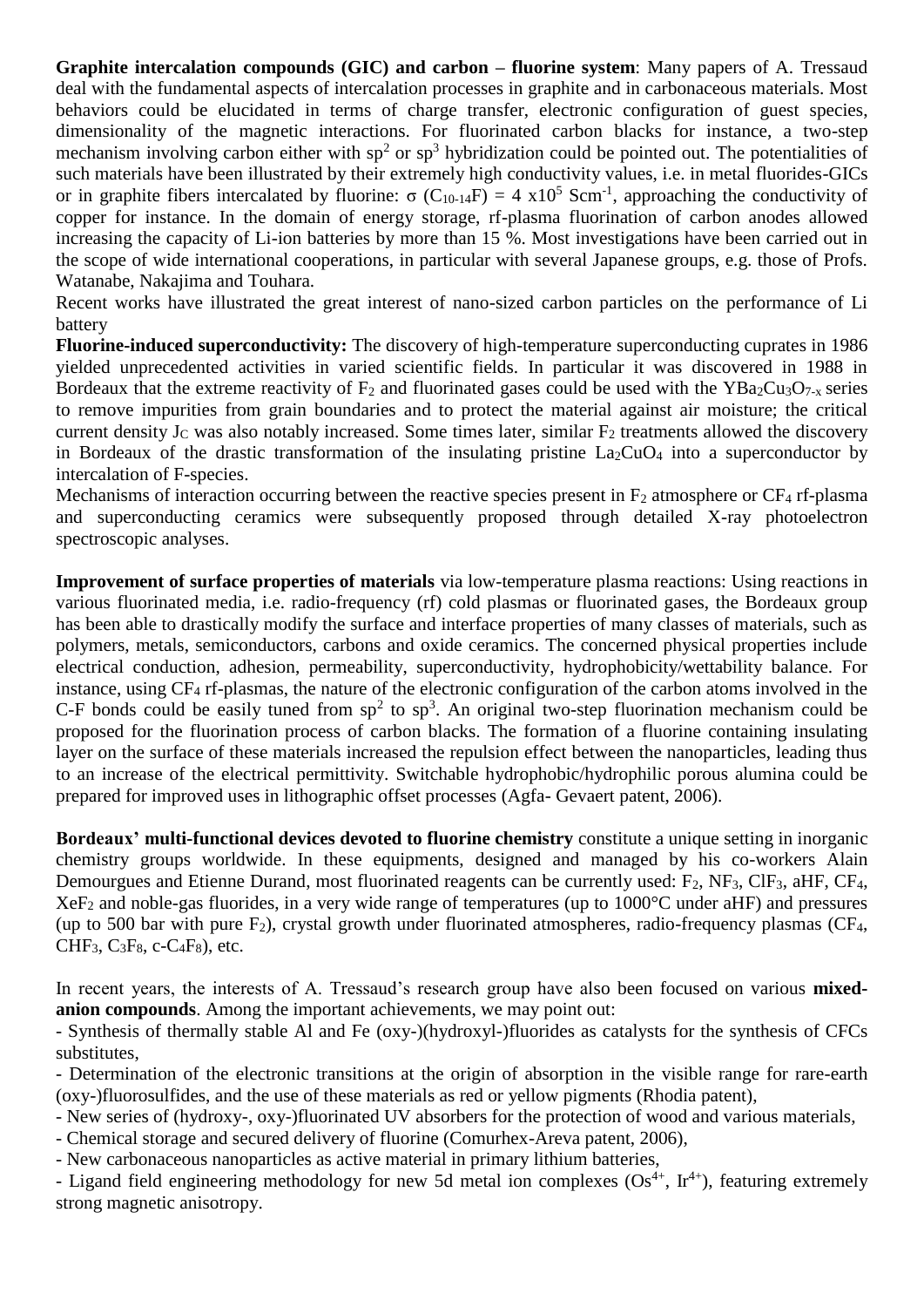**Graphite intercalation compounds (GIC) and carbon – fluorine system**: Many papers of A. Tressaud deal with the fundamental aspects of intercalation processes in graphite and in carbonaceous materials. Most behaviors could be elucidated in terms of charge transfer, electronic configuration of guest species, dimensionality of the magnetic interactions. For fluorinated carbon blacks for instance, a two-step mechanism involving carbon either with $sp^2$ or $sp^3$ hybridization could be pointed out. The potentialities of such materials have been illustrated by their extremely high conductivity values, i.e. in metal fluorides-GICs or in graphite fibers intercalated by fluorine: $\sigma$ ($C_{10-14}F$) = 4 x$10^5$ $Scm^{-1}$, approaching the conductivity of copper for instance. In the domain of energy storage, rf-plasma fluorination of carbon anodes allowed increasing the capacity of Li-ion batteries by more than 15 %. Most investigations have been carried out in the scope of wide international cooperations, in particular with several Japanese groups, e.g. those of Profs. Watanabe, Nakajima and Touhara.

Recent works have illustrated the great interest of nano-sized carbon particles on the performance of Li battery

**Fluorine-induced superconductivity:** The discovery of high-temperature superconducting cuprates in 1986 yielded unprecedented activities in varied scientific fields. In particular it was discovered in 1988 in Bordeaux that the extreme reactivity of $F_2$ and fluorinated gases could be used with the $YBa_2Cu_3O_{7-x}$ series to remove impurities from grain boundaries and to protect the material against air moisture; the critical current density $J_C$ was also notably increased. Some times later, similar $F_2$ treatments allowed the discovery in Bordeaux of the drastic transformation of the insulating pristine $La_2CuO_4$ into a superconductor by intercalation of F-species.

Mechanisms of interaction occurring between the reactive species present in $F_2$ atmosphere or $CF_4$ rf-plasma and superconducting ceramics were subsequently proposed through detailed X-ray photoelectron spectroscopic analyses.

**Improvement of surface properties of materials** via low-temperature plasma reactions: Using reactions in various fluorinated media, i.e. radio-frequency (rf) cold plasmas or fluorinated gases, the Bordeaux group has been able to drastically modify the surface and interface properties of many classes of materials, such as polymers, metals, semiconductors, carbons and oxide ceramics. The concerned physical properties include electrical conduction, adhesion, permeability, superconductivity, hydrophobicity/wettability balance. For instance, using $CF_4$ rf-plasmas, the nature of the electronic configuration of the carbon atoms involved in the C-F bonds could be easily tuned from $sp^2$ to $sp^3$. An original two-step fluorination mechanism could be proposed for the fluorination process of carbon blacks. The formation of a fluorine containing insulating layer on the surface of these materials increased the repulsion effect between the nanoparticles, leading thus to an increase of the electrical permittivity. Switchable hydrophobic/hydrophilic porous alumina could be prepared for improved uses in lithographic offset processes (Agfa- Gevaert patent, 2006).

**Bordeaux' multi-functional devices devoted to fluorine chemistry** constitute a unique setting in inorganic chemistry groups worldwide. In these equipments, designed and managed by his co-workers Alain Demourgues and Etienne Durand, most fluorinated reagents can be currently used: $F_2$, $NF_3$, $ClF_3$, aHF, $CF_4$, $XeF_2$ and noble-gas fluorides, in a very wide range of temperatures (up to 1000°C under aHF) and pressures (up to 500 bar with pure $F_2$), crystal growth under fluorinated atmospheres, radio-frequency plasmas ($CF_4$, $CHF_3$, $C_3F_8$, c-$C_4F_8$), etc.

In recent years, the interests of A. Tressaud's research group have also been focused on various **mixed-anion compounds**. Among the important achievements, we may point out:

- Synthesis of thermally stable Al and Fe (oxy-)(hydroxyl-)fluorides as catalysts for the synthesis of CFCs substitutes,
- Determination of the electronic transitions at the origin of absorption in the visible range for rare-earth (oxy-)fluorosulfides, and the use of these materials as red or yellow pigments (Rhodia patent),
- New series of (hydroxy-, oxy-)fluorinated UV absorbers for the protection of wood and various materials,
- Chemical storage and secured delivery of fluorine (Comurhex-Areva patent, 2006),
- New carbonaceous nanoparticles as active material in primary lithium batteries,
- Ligand field engineering methodology for new 5d metal ion complexes ($Os^{4+}$, $Ir^{4+}$), featuring extremely strong magnetic anisotropy.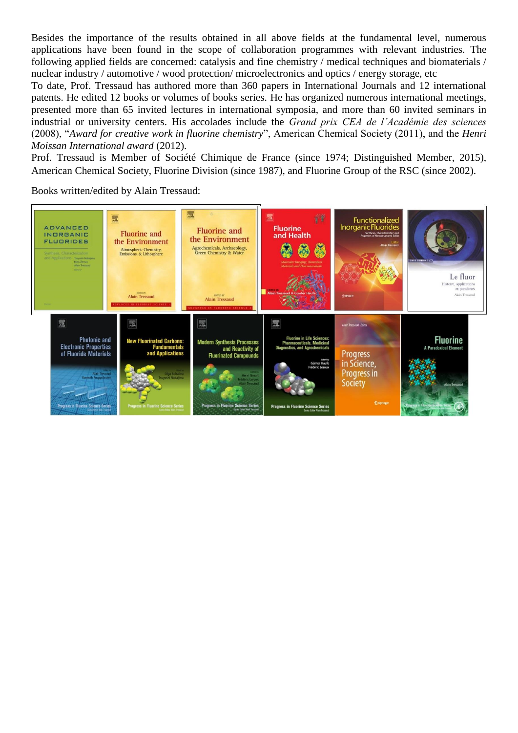Besides the importance of the results obtained in all above fields at the fundamental level, numerous applications have been found in the scope of collaboration programmes with relevant industries. The following applied fields are concerned: catalysis and fine chemistry / medical techniques and biomaterials / nuclear industry / automotive / wood protection/ microelectronics and optics / energy storage, etc

To date, Prof. Tressaud has authored more than 360 papers in International Journals and 12 international patents. He edited 12 books or volumes of books series. He has organized numerous international meetings, presented more than 65 invited lectures in international symposia, and more than 60 invited seminars in industrial or university centers. His accolades include the *Grand prix CEA de l'Académie des sciences* (2008), "*Award for creative work in fluorine chemistry*", American Chemical Society (2011), and the *Henri Moissan International award* (2012).

Prof. Tressaud is Member of Société Chimique de France (since 1974; Distinguished Member, 2015), American Chemical Society, Fluorine Division (since 1987), and Fluorine Group of the RSC (since 2002).

Books written/edited by Alain Tressaud: